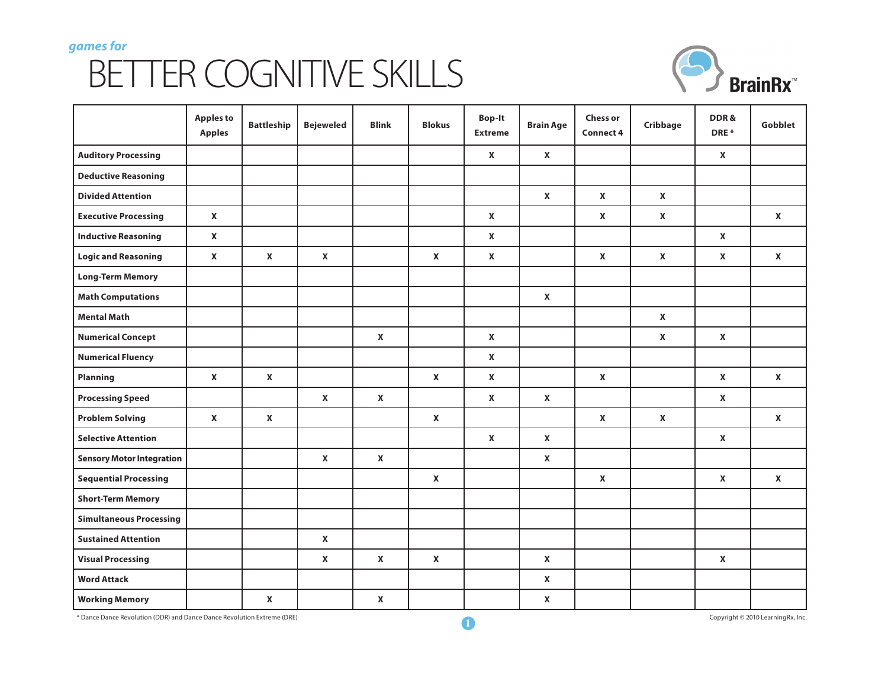*games for*

# BETTER COGNITIVE SKILLS

BrainRx™

| | Apples to Apples | Battleship | Bejeweled | Blink | Blokus | Bop-It Extreme | Brain Age | Chess or Connect 4 | Cribbage | DDR & DRE * | Gobblet |
|---|---|---|---|---|---|---|---|---|---|---|---|
| **Auditory Processing** | | | | | | X | X | | | X | |
| **Deductive Reasoning** | | | | | | | | | | | |
| **Divided Attention** | | | | | | | X | X | X | | |
| **Executive Processing** | X | | | | | X | | X | X | | X |
| **Inductive Reasoning** | X | | | | | X | | | | X | |
| **Logic and Reasoning** | X | X | X | | X | X | | X | X | X | X |
| **Long-Term Memory** | | | | | | | | | | | |
| **Math Computations** | | | | | | | X | | | | |
| **Mental Math** | | | | | | | | | X | | |
| **Numerical Concept** | | | | X | | X | | | X | X | |
| **Numerical Fluency** | | | | | | X | | | | | |
| **Planning** | X | X | | | X | X | | X | | X | X |
| **Processing Speed** | | | X | X | | X | X | | | X | |
| **Problem Solving** | X | X | | | X | | | X | X | | X |
| **Selective Attention** | | | | | | X | X | | | X | |
| **Sensory Motor Integration** | | | X | X | | | X | | | | |
| **Sequential Processing** | | | | | X | | | X | | X | X |
| **Short-Term Memory** | | | | | | | | | | | |
| **Simultaneous Processing** | | | | | | | | | | | |
| **Sustained Attention** | | | X | | | | | | | | |
| **Visual Processing** | | | X | X | X | | X | | | X | |
| **Word Attack** | | | | | | | X | | | | |
| **Working Memory** | | X | | X | | | X | | | | |

\* Dance Dance Revolution (DDR) and Dance Dance Revolution Extreme (DRE)

Copyright © 2010 LearningRx, Inc.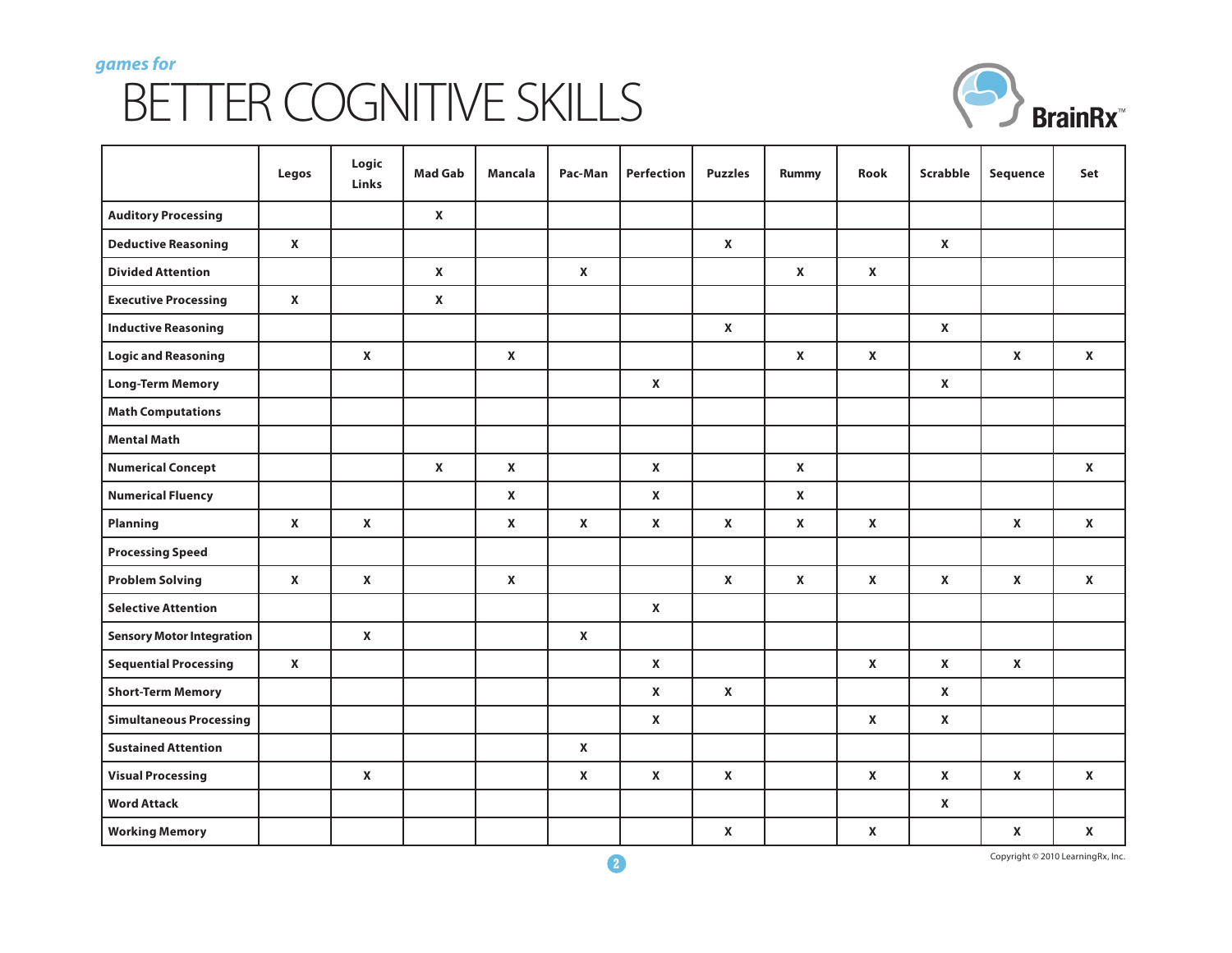*games for*

# BETTER COGNITIVE SKILLS

| | Legos | Logic Links | Mad Gab | Mancala | Pac-Man | Perfection | Puzzles | Rummy | Rook | Scrabble | Sequence | Set |
|---|---|---|---|---|---|---|---|---|---|---|---|---|
| **Auditory Processing** | | | X | | | | | | | | | |
| **Deductive Reasoning** | X | | | | | | X | | | X | | |
| **Divided Attention** | | | X | | X | | | X | X | | | |
| **Executive Processing** | X | | X | | | | | | | | | |
| **Inductive Reasoning** | | | | | | | X | | | X | | |
| **Logic and Reasoning** | | X | | X | | | | X | X | | X | X |
| **Long-Term Memory** | | | | | | X | | | | X | | |
| **Math Computations** | | | | | | | | | | | | |
| **Mental Math** | | | | | | | | | | | | |
| **Numerical Concept** | | | X | X | | X | | X | | | | X |
| **Numerical Fluency** | | | | X | | X | | X | | | | |
| **Planning** | X | X | | X | X | X | X | X | X | | X | X |
| **Processing Speed** | | | | | | | | | | | | |
| **Problem Solving** | X | X | | X | | | X | X | X | X | X | X |
| **Selective Attention** | | | | | | X | | | | | | |
| **Sensory Motor Integration** | | X | | | X | | | | | | | |
| **Sequential Processing** | X | | | | | X | | | X | X | X | |
| **Short-Term Memory** | | | | | | X | X | | | X | | |
| **Simultaneous Processing** | | | | | | X | | | X | X | | |
| **Sustained Attention** | | | | | X | | | | | | | |
| **Visual Processing** | | X | | | X | X | X | | X | X | X | X |
| **Word Attack** | | | | | | | | | | X | | |
| **Working Memory** | | | | | | | X | | X | | X | X |

Copyright © 2010 LearningRx, Inc.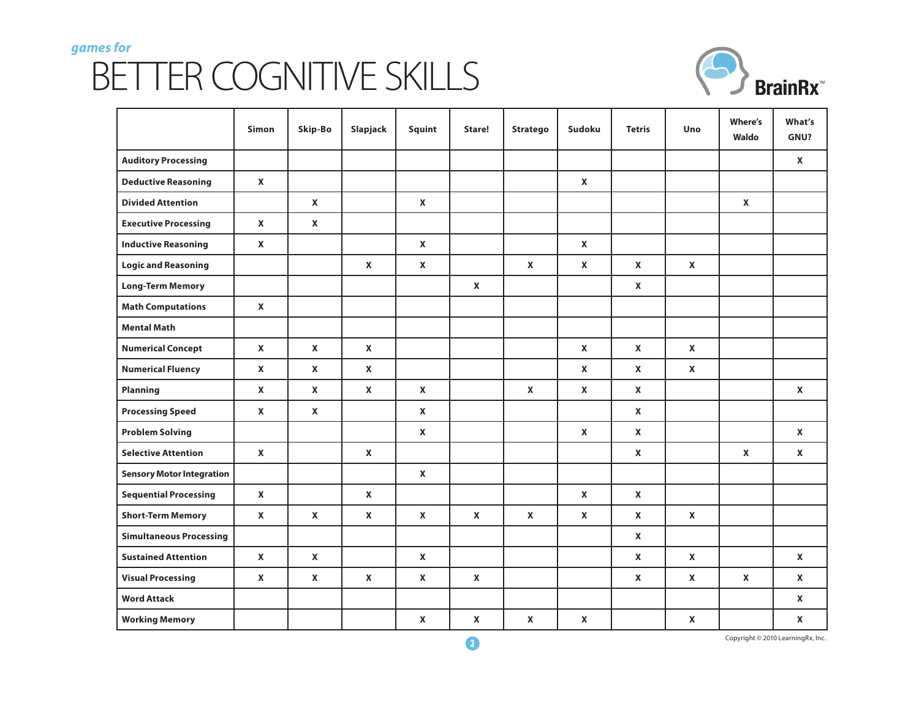*games for*

# BETTER COGNITIVE SKILLS

BrainRx™

| | Simon | Skip-Bo | Slapjack | Squint | Stare! | Stratego | Sudoku | Tetris | Uno | Where's Waldo | What's GNU? |
|---|---|---|---|---|---|---|---|---|---|---|---|
| **Auditory Processing** | | | | | | | | | | | X |
| **Deductive Reasoning** | X | | | | | | X | | | | |
| **Divided Attention** | | X | | X | | | | | | X | |
| **Executive Processing** | X | X | | | | | | | | | |
| **Inductive Reasoning** | X | | | X | | | X | | | | |
| **Logic and Reasoning** | | | X | X | | X | X | X | X | | |
| **Long-Term Memory** | | | | | X | | | X | | | |
| **Math Computations** | X | | | | | | | | | | |
| **Mental Math** | | | | | | | | | | | |
| **Numerical Concept** | X | X | X | | | | X | X | X | | |
| **Numerical Fluency** | X | X | X | | | | X | X | X | | |
| **Planning** | X | X | X | X | | X | X | X | | | X |
| **Processing Speed** | X | X | | X | | | | X | | | |
| **Problem Solving** | | | | X | | | X | X | | | X |
| **Selective Attention** | X | | X | | | | | X | | X | X |
| **Sensory Motor Integration** | | | | X | | | | | | | |
| **Sequential Processing** | X | | X | | | | X | X | | | |
| **Short-Term Memory** | X | X | X | X | X | X | X | X | X | | |
| **Simultaneous Processing** | | | | | | | | X | | | |
| **Sustained Attention** | X | X | | X | | | | X | X | | X |
| **Visual Processing** | X | X | X | X | X | | | X | X | X | X |
| **Word Attack** | | | | | | | | | | | X |
| **Working Memory** | | | | X | X | X | X | | X | | X |

Copyright © 2010 LearningRx, Inc.